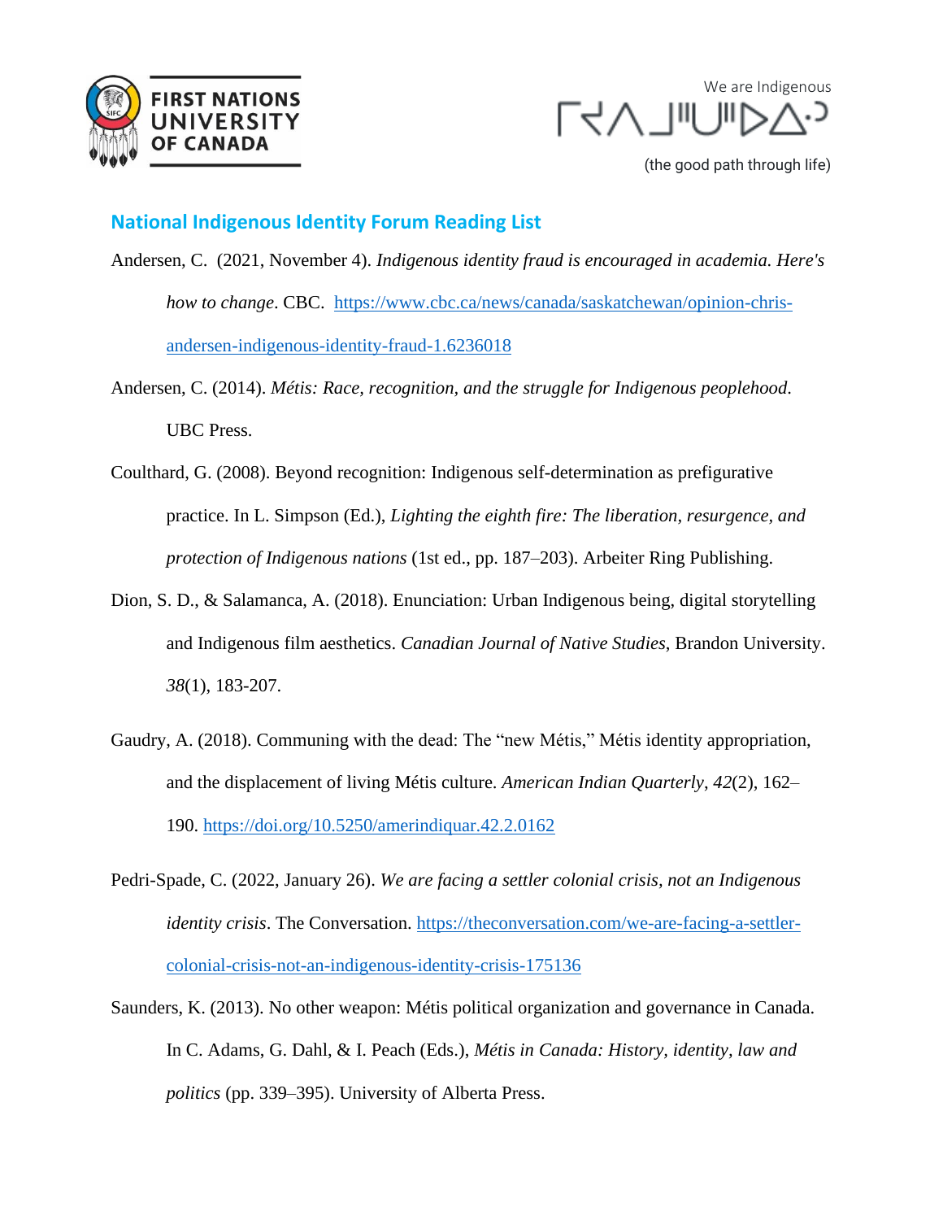We are Indigenous

ᒥᔪᐱᒫᒋᐦᐅᐃᐧᐣ

(the good path through life)

## National Indigenous Identity Forum Reading List

Andersen, C. (2021, November 4). *Indigenous identity fraud is encouraged in academia. Here's how to change*. CBC. https://www.cbc.ca/news/canada/saskatchewan/opinion-chris-andersen-indigenous-identity-fraud-1.6236018

Andersen, C. (2014). *Métis: Race, recognition, and the struggle for Indigenous peoplehood*. UBC Press.

Coulthard, G. (2008). Beyond recognition: Indigenous self-determination as prefigurative practice. In L. Simpson (Ed.), *Lighting the eighth fire: The liberation, resurgence, and protection of Indigenous nations* (1st ed., pp. 187–203). Arbeiter Ring Publishing.

Dion, S. D., & Salamanca, A. (2018). Enunciation: Urban Indigenous being, digital storytelling and Indigenous film aesthetics. *Canadian Journal of Native Studies*, Brandon University. *38*(1), 183-207.

Gaudry, A. (2018). Communing with the dead: The "new Métis," Métis identity appropriation, and the displacement of living Métis culture. *American Indian Quarterly*, *42*(2), 162–190. https://doi.org/10.5250/amerindiquar.42.2.0162

Pedri-Spade, C. (2022, January 26). *We are facing a settler colonial crisis, not an Indigenous identity crisis*. The Conversation. https://theconversation.com/we-are-facing-a-settler-colonial-crisis-not-an-indigenous-identity-crisis-175136

Saunders, K. (2013). No other weapon: Métis political organization and governance in Canada. In C. Adams, G. Dahl, & I. Peach (Eds.), *Métis in Canada: History, identity, law and politics* (pp. 339–395). University of Alberta Press.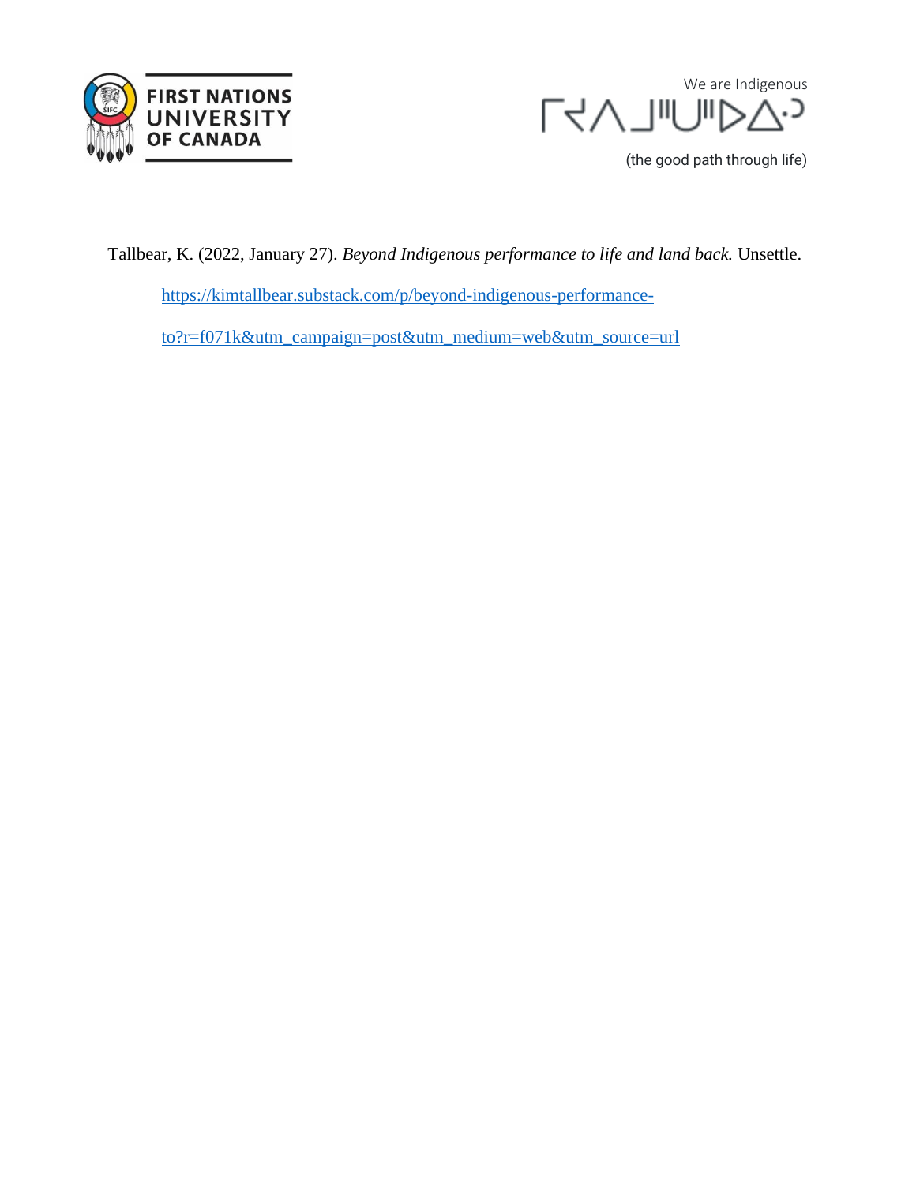Tallbear, K. (2022, January 27). *Beyond Indigenous performance to life and land back.* Unsettle. https://kimtallbear.substack.com/p/beyond-indigenous-performance-to?r=f071k&utm_campaign=post&utm_medium=web&utm_source=url